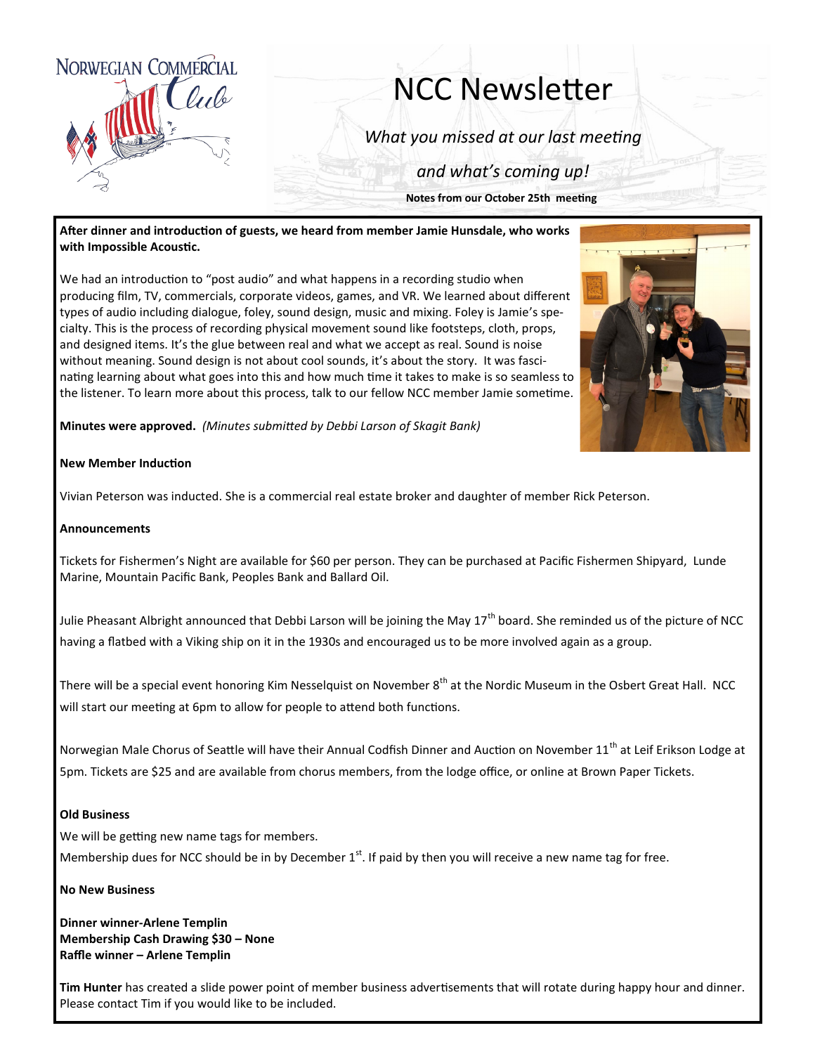NORWEGIAN COMMERCIAL Club

# NCC Newsletter

*What you missed at our last meeting*

*and what's coming up!*

**Notes from our October 25th meeting**

**After dinner and introduction of guests, we heard from member Jamie Hunsdale, who works with Impossible Acoustic.**

We had an introduction to "post audio" and what happens in a recording studio when producing film, TV, commercials, corporate videos, games, and VR. We learned about different types of audio including dialogue, foley, sound design, music and mixing. Foley is Jamie's specialty. This is the process of recording physical movement sound like footsteps, cloth, props, and designed items. It's the glue between real and what we accept as real. Sound is noise without meaning. Sound design is not about cool sounds, it's about the story. It was fascinating learning about what goes into this and how much time it takes to make is so seamless to the listener. To learn more about this process, talk to our fellow NCC member Jamie sometime.

**Minutes were approved.** *(Minutes submitted by Debbi Larson of Skagit Bank)*

**New Member Induction**

Vivian Peterson was inducted. She is a commercial real estate broker and daughter of member Rick Peterson.

**Announcements**

Tickets for Fishermen's Night are available for $60 per person. They can be purchased at Pacific Fishermen Shipyard, Lunde Marine, Mountain Pacific Bank, Peoples Bank and Ballard Oil.

Julie Pheasant Albright announced that Debbi Larson will be joining the May 17th board. She reminded us of the picture of NCC having a flatbed with a Viking ship on it in the 1930s and encouraged us to be more involved again as a group.

There will be a special event honoring Kim Nesselquist on November 8th at the Nordic Museum in the Osbert Great Hall. NCC will start our meeting at 6pm to allow for people to attend both functions.

Norwegian Male Chorus of Seattle will have their Annual Codfish Dinner and Auction on November 11th at Leif Erikson Lodge at 5pm. Tickets are $25 and are available from chorus members, from the lodge office, or online at Brown Paper Tickets.

**Old Business**

We will be getting new name tags for members.

Membership dues for NCC should be in by December 1st. If paid by then you will receive a new name tag for free.

**No New Business**

**Dinner winner-Arlene Templin**
**Membership Cash Drawing $30 – None**
**Raffle winner – Arlene Templin**

**Tim Hunter** has created a slide power point of member business advertisements that will rotate during happy hour and dinner. Please contact Tim if you would like to be included.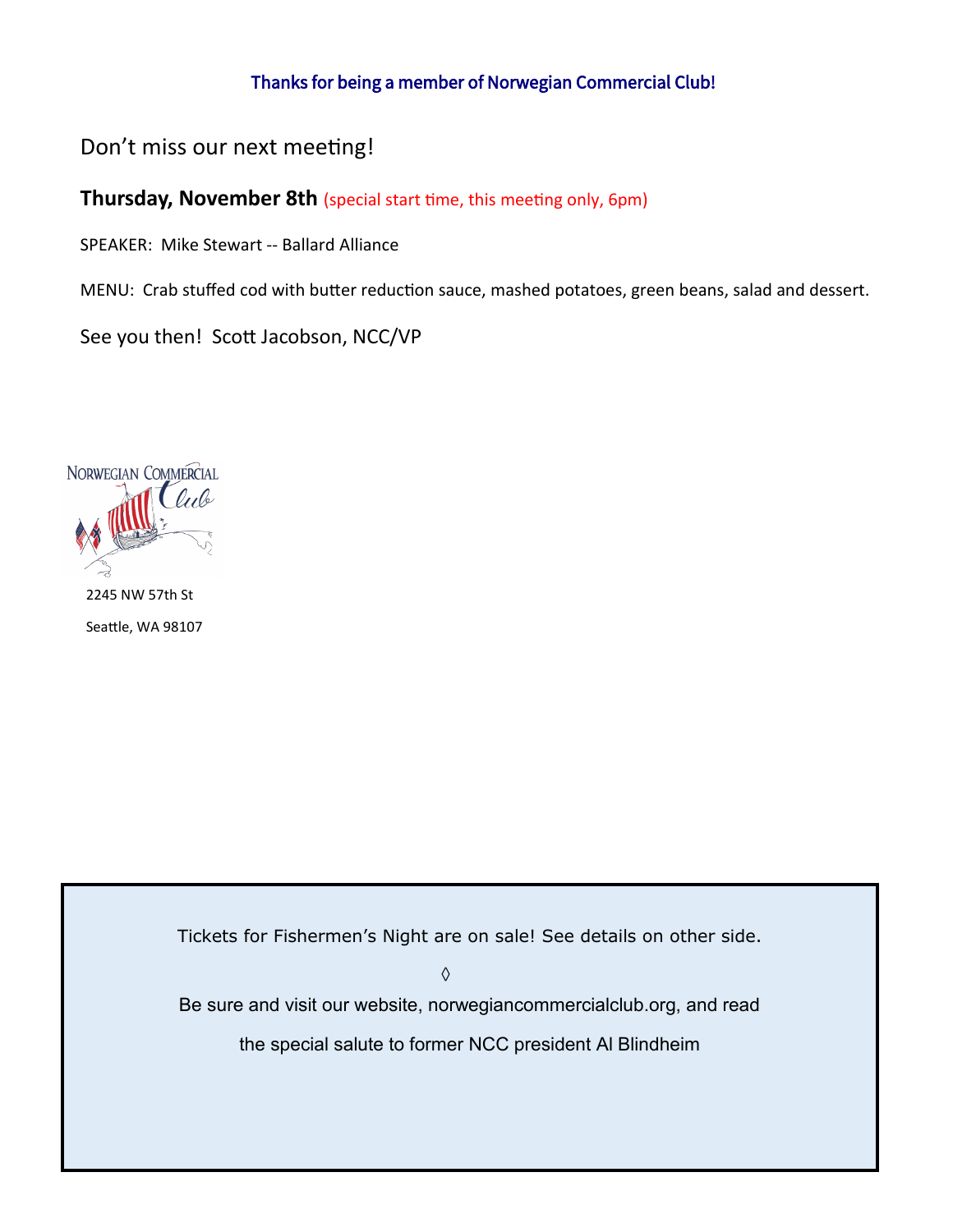Thanks for being a member of Norwegian Commercial Club!

Don't miss our next meeting!

**Thursday, November 8th** (special start time, this meeting only, 6pm)

SPEAKER: Mike Stewart -- Ballard Alliance

MENU: Crab stuffed cod with butter reduction sauce, mashed potatoes, green beans, salad and dessert.

See you then! Scott Jacobson, NCC/VP

Norwegian Commercial Club

2245 NW 57th St

Seattle, WA 98107

Tickets for Fishermen's Night are on sale! See details on other side.

◊

Be sure and visit our website, norwegiancommercialclub.org, and read the special salute to former NCC president Al Blindheim